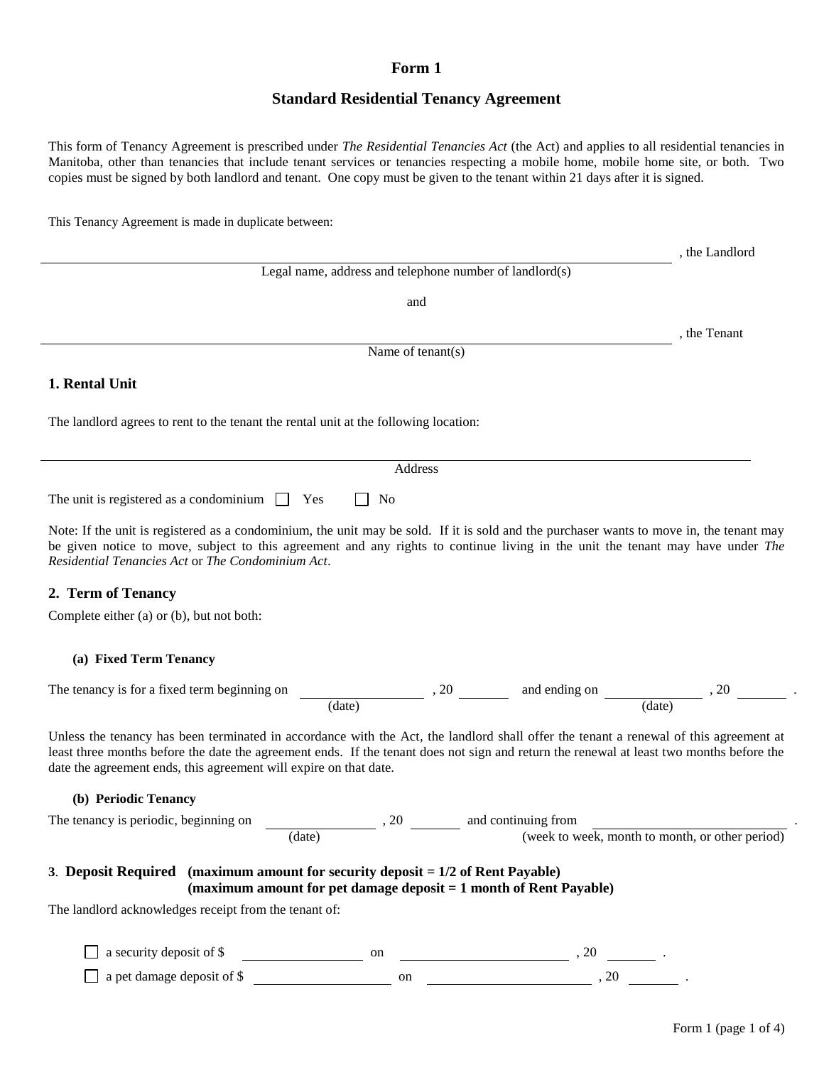# Form 1

## Standard Residential Tenancy Agreement

This form of Tenancy Agreement is prescribed under *The Residential Tenancies Act* (the Act) and applies to all residential tenancies in Manitoba, other than tenancies that include tenant services or tenancies respecting a mobile home, mobile home site, or both. Two copies must be signed by both landlord and tenant. One copy must be given to the tenant within 21 days after it is signed.

This Tenancy Agreement is made in duplicate between:

______________________________________________________________ , the Landlord
Legal name, address and telephone number of landlord(s)

and

______________________________________________________________ , the Tenant
Name of tenant(s)

### 1. Rental Unit

The landlord agrees to rent to the tenant the rental unit at the following location:

______________________________________________________________
Address

The unit is registered as a condominium ☐ Yes ☐ No

Note: If the unit is registered as a condominium, the unit may be sold. If it is sold and the purchaser wants to move in, the tenant may be given notice to move, subject to this agreement and any rights to continue living in the unit the tenant may have under *The Residential Tenancies Act* or *The Condominium Act*.

### 2. Term of Tenancy

Complete either (a) or (b), but not both:

#### (a) Fixed Term Tenancy

The tenancy is for a fixed term beginning on ______________ (date), 20 ______ and ending on ______________ (date), 20 ______ .

Unless the tenancy has been terminated in accordance with the Act, the landlord shall offer the tenant a renewal of this agreement at least three months before the date the agreement ends. If the tenant does not sign and return the renewal at least two months before the date the agreement ends, this agreement will expire on that date.

#### (b) Periodic Tenancy

The tenancy is periodic, beginning on ______________ (date), 20 ______ and continuing from ______________________ (week to week, month to month, or other period).

### 3. Deposit Required (maximum amount for security deposit = 1/2 of Rent Payable) (maximum amount for pet damage deposit = 1 month of Rent Payable)

The landlord acknowledges receipt from the tenant of:

☐ a security deposit of $ ______________ on ______________________ , 20 ______ .

☐ a pet damage deposit of $ ______________ on ______________________ , 20 ______ .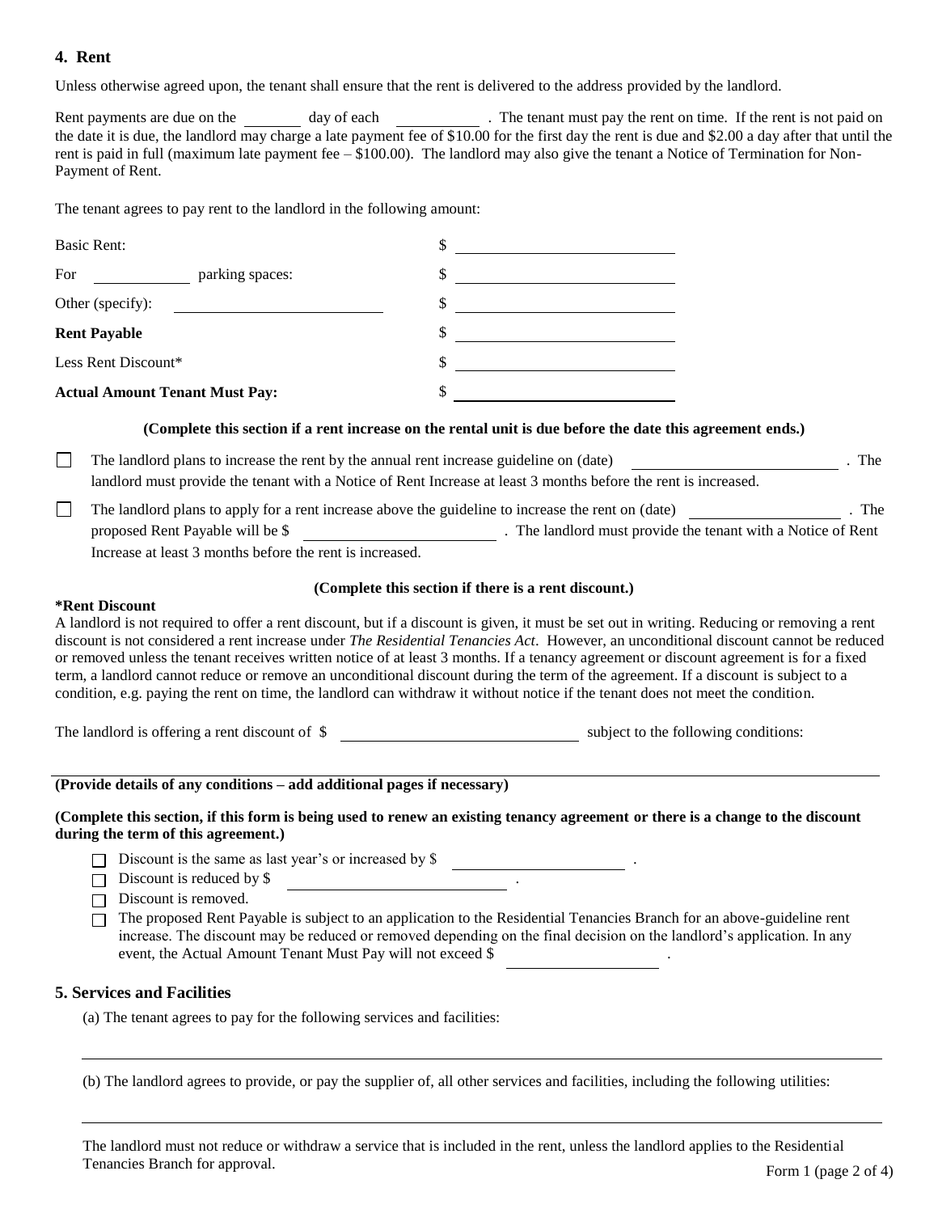## 4. Rent

Unless otherwise agreed upon, the tenant shall ensure that the rent is delivered to the address provided by the landlord.

Rent payments are due on the ________ day of each ____________ . The tenant must pay the rent on time. If the rent is not paid on the date it is due, the landlord may charge a late payment fee of $10.00 for the first day the rent is due and $2.00 a day after that until the rent is paid in full (maximum late payment fee – $100.00). The landlord may also give the tenant a Notice of Termination for Non-Payment of Rent.

The tenant agrees to pay rent to the landlord in the following amount:

| | |
|---|---|
| Basic Rent: | $ ____________________ |
| For ____________ parking spaces: | $ ____________________ |
| Other (specify): ____________________ | $ ____________________ |
| **Rent Payable** | $ ____________________ |
| Less Rent Discount* | $ ____________________ |
| **Actual Amount Tenant Must Pay:** | $ ____________________ |

**(Complete this section if a rent increase on the rental unit is due before the date this agreement ends.)**

☐ The landlord plans to increase the rent by the annual rent increase guideline on (date) ____________________ . The landlord must provide the tenant with a Notice of Rent Increase at least 3 months before the rent is increased.

☐ The landlord plans to apply for a rent increase above the guideline to increase the rent on (date) ________________ . The proposed Rent Payable will be $ ____________________ . The landlord must provide the tenant with a Notice of Rent Increase at least 3 months before the rent is increased.

**(Complete this section if there is a rent discount.)**

**\*Rent Discount**

A landlord is not required to offer a rent discount, but if a discount is given, it must be set out in writing. Reducing or removing a rent discount is not considered a rent increase under *The Residential Tenancies Act*. However, an unconditional discount cannot be reduced or removed unless the tenant receives written notice of at least 3 months. If a tenancy agreement or discount agreement is for a fixed term, a landlord cannot reduce or remove an unconditional discount during the term of the agreement. If a discount is subject to a condition, e.g. paying the rent on time, the landlord can withdraw it without notice if the tenant does not meet the condition.

The landlord is offering a rent discount of $ ________________________ subject to the following conditions:

_____________________________________________________________________________

**(Provide details of any conditions – add additional pages if necessary)**

**(Complete this section, if this form is being used to renew an existing tenancy agreement or there is a change to the discount during the term of this agreement.)**

- ☐ Discount is the same as last year's or increased by $ ____________________ .
- ☐ Discount is reduced by $ ________________________ .
- ☐ Discount is removed.
- ☐ The proposed Rent Payable is subject to an application to the Residential Tenancies Branch for an above-guideline rent increase. The discount may be reduced or removed depending on the final decision on the landlord's application. In any event, the Actual Amount Tenant Must Pay will not exceed $ ________________ .

## 5. Services and Facilities

(a) The tenant agrees to pay for the following services and facilities:

_____________________________________________________________________________

(b) The landlord agrees to provide, or pay the supplier of, all other services and facilities, including the following utilities:

_____________________________________________________________________________

The landlord must not reduce or withdraw a service that is included in the rent, unless the landlord applies to the Residential Tenancies Branch for approval.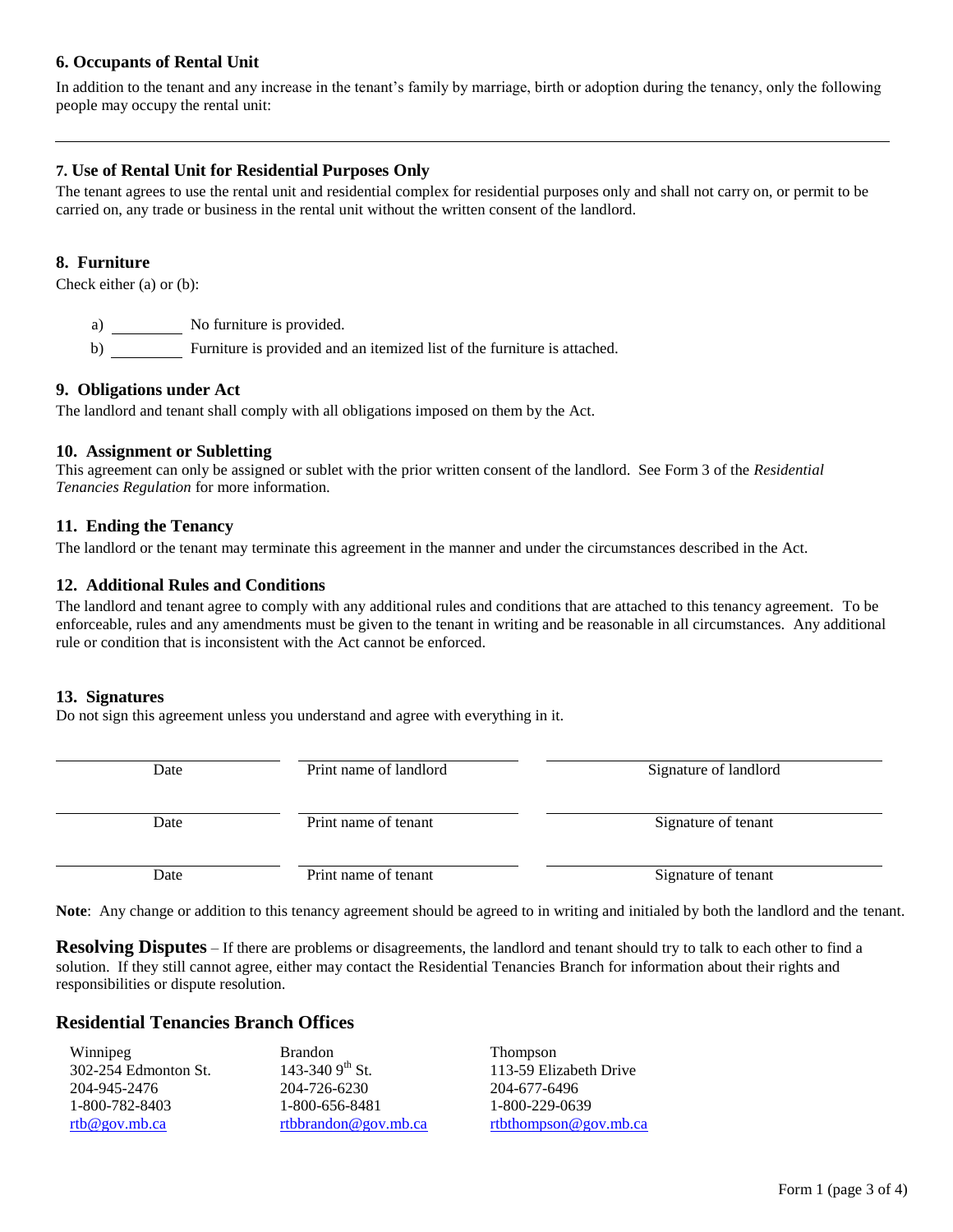### 6. Occupants of Rental Unit

In addition to the tenant and any increase in the tenant's family by marriage, birth or adoption during the tenancy, only the following people may occupy the rental unit:

---

### 7. Use of Rental Unit for Residential Purposes Only

The tenant agrees to use the rental unit and residential complex for residential purposes only and shall not carry on, or permit to be carried on, any trade or business in the rental unit without the written consent of the landlord.

### 8. Furniture

Check either (a) or (b):

a) _________ No furniture is provided.

b) _________ Furniture is provided and an itemized list of the furniture is attached.

### 9. Obligations under Act

The landlord and tenant shall comply with all obligations imposed on them by the Act.

### 10. Assignment or Subletting

This agreement can only be assigned or sublet with the prior written consent of the landlord. See Form 3 of the *Residential Tenancies Regulation* for more information.

### 11. Ending the Tenancy

The landlord or the tenant may terminate this agreement in the manner and under the circumstances described in the Act.

### 12. Additional Rules and Conditions

The landlord and tenant agree to comply with any additional rules and conditions that are attached to this tenancy agreement. To be enforceable, rules and any amendments must be given to the tenant in writing and be reasonable in all circumstances. Any additional rule or condition that is inconsistent with the Act cannot be enforced.

### 13. Signatures

Do not sign this agreement unless you understand and agree with everything in it.

| Date | Print name of landlord | Signature of landlord |
|---|---|---|
| Date | Print name of tenant | Signature of tenant |
| Date | Print name of tenant | Signature of tenant |

**Note**: Any change or addition to this tenancy agreement should be agreed to in writing and initialed by both the landlord and the tenant.

**Resolving Disputes** – If there are problems or disagreements, the landlord and tenant should try to talk to each other to find a solution. If they still cannot agree, either may contact the Residential Tenancies Branch for information about their rights and responsibilities or dispute resolution.

## Residential Tenancies Branch Offices

| Winnipeg | Brandon | Thompson |
|---|---|---|
| 302-254 Edmonton St. | 143-340 9th St. | 113-59 Elizabeth Drive |
| 204-945-2476 | 204-726-6230 | 204-677-6496 |
| 1-800-782-8403 | 1-800-656-8481 | 1-800-229-0639 |
| rtb@gov.mb.ca | rtbbrandon@gov.mb.ca | rtbthompson@gov.mb.ca |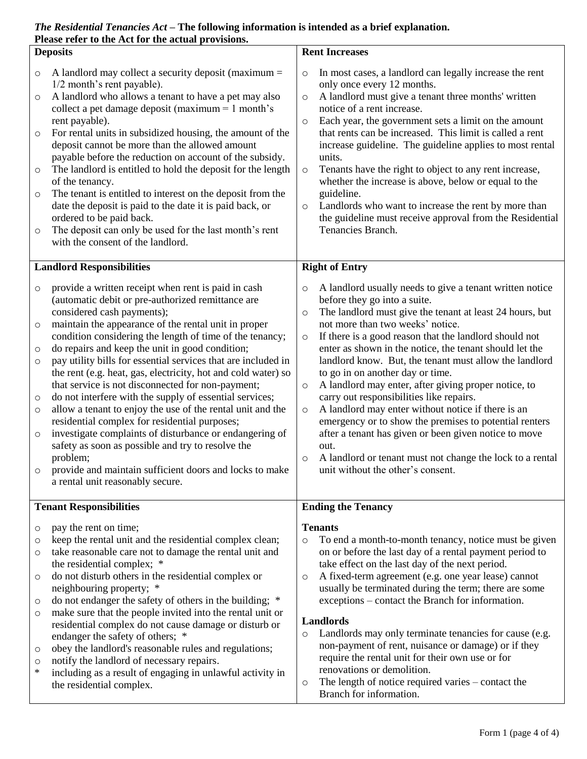***The Residential Tenancies Act* – The following information is intended as a brief explanation. Please refer to the Act for the actual provisions.**

### Deposits

- A landlord may collect a security deposit (maximum = 1/2 month's rent payable).
- A landlord who allows a tenant to have a pet may also collect a pet damage deposit (maximum = 1 month's rent payable).
- For rental units in subsidized housing, the amount of the deposit cannot be more than the allowed amount payable before the reduction on account of the subsidy.
- The landlord is entitled to hold the deposit for the length of the tenancy.
- The tenant is entitled to interest on the deposit from the date the deposit is paid to the date it is paid back, or ordered to be paid back.
- The deposit can only be used for the last month's rent with the consent of the landlord.

### Rent Increases

- In most cases, a landlord can legally increase the rent only once every 12 months.
- A landlord must give a tenant three months' written notice of a rent increase.
- Each year, the government sets a limit on the amount that rents can be increased. This limit is called a rent increase guideline. The guideline applies to most rental units.
- Tenants have the right to object to any rent increase, whether the increase is above, below or equal to the guideline.
- Landlords who want to increase the rent by more than the guideline must receive approval from the Residential Tenancies Branch.

### Landlord Responsibilities

- provide a written receipt when rent is paid in cash (automatic debit or pre-authorized remittance are considered cash payments);
- maintain the appearance of the rental unit in proper condition considering the length of time of the tenancy;
- do repairs and keep the unit in good condition;
- pay utility bills for essential services that are included in the rent (e.g. heat, gas, electricity, hot and cold water) so that service is not disconnected for non-payment;
- do not interfere with the supply of essential services;
- allow a tenant to enjoy the use of the rental unit and the residential complex for residential purposes;
- investigate complaints of disturbance or endangering of safety as soon as possible and try to resolve the problem;
- provide and maintain sufficient doors and locks to make a rental unit reasonably secure.

### Right of Entry

- A landlord usually needs to give a tenant written notice before they go into a suite.
- The landlord must give the tenant at least 24 hours, but not more than two weeks' notice.
- If there is a good reason that the landlord should not enter as shown in the notice, the tenant should let the landlord know. But, the tenant must allow the landlord to go in on another day or time.
- A landlord may enter, after giving proper notice, to carry out responsibilities like repairs.
- A landlord may enter without notice if there is an emergency or to show the premises to potential renters after a tenant has given or been given notice to move out.
- A landlord or tenant must not change the lock to a rental unit without the other's consent.

### Tenant Responsibilities

- pay the rent on time;
- keep the rental unit and the residential complex clean;
- take reasonable care not to damage the rental unit and the residential complex; *
- do not disturb others in the residential complex or neighbouring property; *
- do not endanger the safety of others in the building; *
- make sure that the people invited into the rental unit or residential complex do not cause damage or disturb or endanger the safety of others; *
- obey the landlord's reasonable rules and regulations;
- notify the landlord of necessary repairs.

\* including as a result of engaging in unlawful activity in the residential complex.

### Ending the Tenancy

**Tenants**

- To end a month-to-month tenancy, notice must be given on or before the last day of a rental payment period to take effect on the last day of the next period.
- A fixed-term agreement (e.g. one year lease) cannot usually be terminated during the term; there are some exceptions – contact the Branch for information.

**Landlords**

- Landlords may only terminate tenancies for cause (e.g. non-payment of rent, nuisance or damage) or if they require the rental unit for their own use or for renovations or demolition.
- The length of notice required varies – contact the Branch for information.

Form 1 (page 4 of 4)